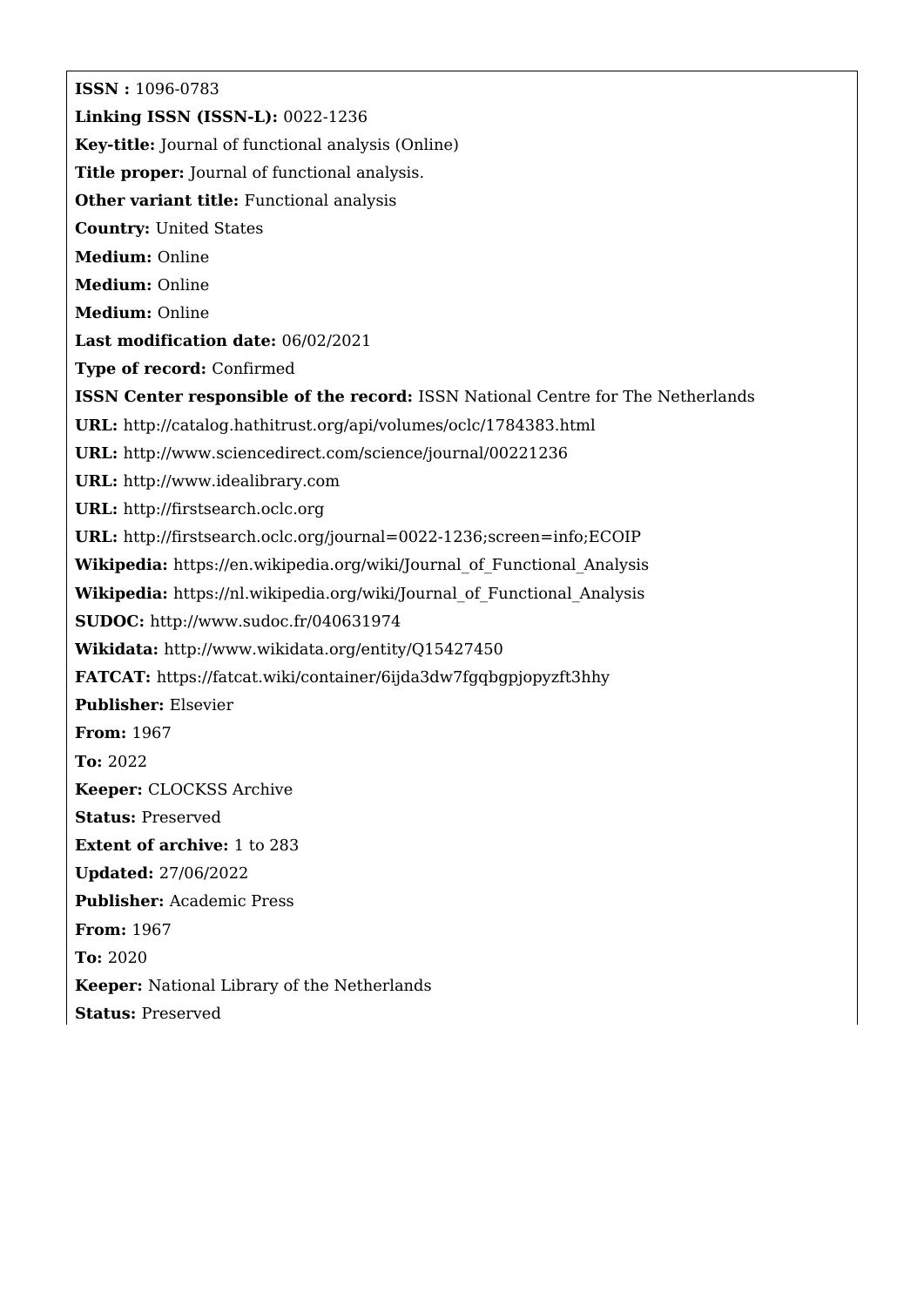**ISSN :** 1096-0783

**Linking ISSN (ISSN-L):** 0022-1236

**Key-title:** Journal of functional analysis (Online)

**Title proper:** Journal of functional analysis.

**Other variant title:** Functional analysis

**Country:** United States

**Medium:** Online

**Medium:** Online

**Medium:** Online

**Last modification date:** 06/02/2021

**Type of record:** Confirmed

**ISSN Center responsible of the record:** ISSN National Centre for The Netherlands

**URL:** http://catalog.hathitrust.org/api/volumes/oclc/1784383.html

**URL:** http://www.sciencedirect.com/science/journal/00221236

**URL:** http://www.idealibrary.com

**URL:** http://firstsearch.oclc.org

**URL:** http://firstsearch.oclc.org/journal=0022-1236;screen=info;ECOIP

**Wikipedia:** https://en.wikipedia.org/wiki/Journal_of_Functional_Analysis

**Wikipedia:** https://nl.wikipedia.org/wiki/Journal_of_Functional_Analysis

**SUDOC:** http://www.sudoc.fr/040631974

**Wikidata:** http://www.wikidata.org/entity/Q15427450

**FATCAT:** https://fatcat.wiki/container/6ijda3dw7fgqbgpjopyzft3hhy

**Publisher:** Elsevier

**From:** 1967

**To:** 2022

**Keeper:** CLOCKSS Archive

**Status:** Preserved

**Extent of archive:** 1 to 283

**Updated:** 27/06/2022

**Publisher:** Academic Press

**From:** 1967

**To:** 2020

**Keeper:** National Library of the Netherlands

**Status:** Preserved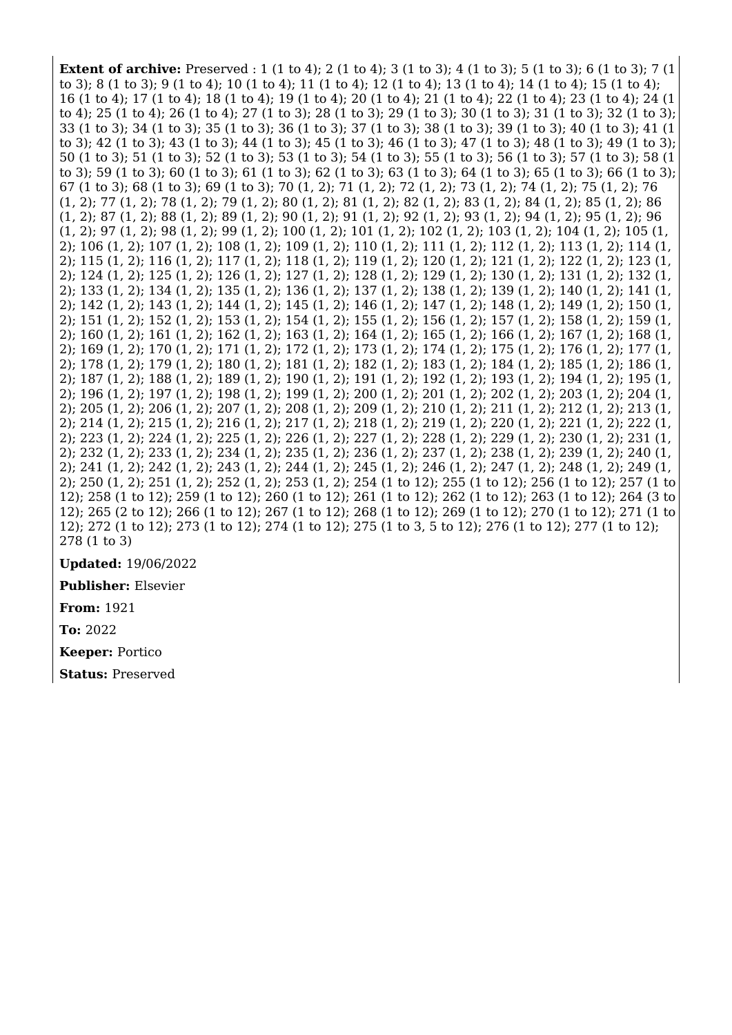**Extent of archive:** Preserved : 1 (1 to 4); 2 (1 to 4); 3 (1 to 3); 4 (1 to 3); 5 (1 to 3); 6 (1 to 3); 7 (1 to 3); 8 (1 to 3); 9 (1 to 4); 10 (1 to 4); 11 (1 to 4); 12 (1 to 4); 13 (1 to 4); 14 (1 to 4); 15 (1 to 4); 16 (1 to 4); 17 (1 to 4); 18 (1 to 4); 19 (1 to 4); 20 (1 to 4); 21 (1 to 4); 22 (1 to 4); 23 (1 to 4); 24 (1 to 4); 25 (1 to 4); 26 (1 to 4); 27 (1 to 3); 28 (1 to 3); 29 (1 to 3); 30 (1 to 3); 31 (1 to 3); 32 (1 to 3); 33 (1 to 3); 34 (1 to 3); 35 (1 to 3); 36 (1 to 3); 37 (1 to 3); 38 (1 to 3); 39 (1 to 3); 40 (1 to 3); 41 (1 to 3); 42 (1 to 3); 43 (1 to 3); 44 (1 to 3); 45 (1 to 3); 46 (1 to 3); 47 (1 to 3); 48 (1 to 3); 49 (1 to 3); 50 (1 to 3); 51 (1 to 3); 52 (1 to 3); 53 (1 to 3); 54 (1 to 3); 55 (1 to 3); 56 (1 to 3); 57 (1 to 3); 58 (1 to 3); 59 (1 to 3); 60 (1 to 3); 61 (1 to 3); 62 (1 to 3); 63 (1 to 3); 64 (1 to 3); 65 (1 to 3); 66 (1 to 3); 67 (1 to 3); 68 (1 to 3); 69 (1 to 3); 70 (1, 2); 71 (1, 2); 72 (1, 2); 73 (1, 2); 74 (1, 2); 75 (1, 2); 76 (1, 2); 77 (1, 2); 78 (1, 2); 79 (1, 2); 80 (1, 2); 81 (1, 2); 82 (1, 2); 83 (1, 2); 84 (1, 2); 85 (1, 2); 86 (1, 2); 87 (1, 2); 88 (1, 2); 89 (1, 2); 90 (1, 2); 91 (1, 2); 92 (1, 2); 93 (1, 2); 94 (1, 2); 95 (1, 2); 96 (1, 2); 97 (1, 2); 98 (1, 2); 99 (1, 2); 100 (1, 2); 101 (1, 2); 102 (1, 2); 103 (1, 2); 104 (1, 2); 105 (1, 2); 106 (1, 2); 107 (1, 2); 108 (1, 2); 109 (1, 2); 110 (1, 2); 111 (1, 2); 112 (1, 2); 113 (1, 2); 114 (1, 2); 115 (1, 2); 116 (1, 2); 117 (1, 2); 118 (1, 2); 119 (1, 2); 120 (1, 2); 121 (1, 2); 122 (1, 2); 123 (1, 2); 124 (1, 2); 125 (1, 2); 126 (1, 2); 127 (1, 2); 128 (1, 2); 129 (1, 2); 130 (1, 2); 131 (1, 2); 132 (1, 2); 133 (1, 2); 134 (1, 2); 135 (1, 2); 136 (1, 2); 137 (1, 2); 138 (1, 2); 139 (1, 2); 140 (1, 2); 141 (1, 2); 142 (1, 2); 143 (1, 2); 144 (1, 2); 145 (1, 2); 146 (1, 2); 147 (1, 2); 148 (1, 2); 149 (1, 2); 150 (1, 2); 151 (1, 2); 152 (1, 2); 153 (1, 2); 154 (1, 2); 155 (1, 2); 156 (1, 2); 157 (1, 2); 158 (1, 2); 159 (1, 2); 160 (1, 2); 161 (1, 2); 162 (1, 2); 163 (1, 2); 164 (1, 2); 165 (1, 2); 166 (1, 2); 167 (1, 2); 168 (1, 2); 169 (1, 2); 170 (1, 2); 171 (1, 2); 172 (1, 2); 173 (1, 2); 174 (1, 2); 175 (1, 2); 176 (1, 2); 177 (1, 2); 178 (1, 2); 179 (1, 2); 180 (1, 2); 181 (1, 2); 182 (1, 2); 183 (1, 2); 184 (1, 2); 185 (1, 2); 186 (1, 2); 187 (1, 2); 188 (1, 2); 189 (1, 2); 190 (1, 2); 191 (1, 2); 192 (1, 2); 193 (1, 2); 194 (1, 2); 195 (1, 2); 196 (1, 2); 197 (1, 2); 198 (1, 2); 199 (1, 2); 200 (1, 2); 201 (1, 2); 202 (1, 2); 203 (1, 2); 204 (1, 2); 205 (1, 2); 206 (1, 2); 207 (1, 2); 208 (1, 2); 209 (1, 2); 210 (1, 2); 211 (1, 2); 212 (1, 2); 213 (1, 2); 214 (1, 2); 215 (1, 2); 216 (1, 2); 217 (1, 2); 218 (1, 2); 219 (1, 2); 220 (1, 2); 221 (1, 2); 222 (1, 2); 223 (1, 2); 224 (1, 2); 225 (1, 2); 226 (1, 2); 227 (1, 2); 228 (1, 2); 229 (1, 2); 230 (1, 2); 231 (1, 2); 232 (1, 2); 233 (1, 2); 234 (1, 2); 235 (1, 2); 236 (1, 2); 237 (1, 2); 238 (1, 2); 239 (1, 2); 240 (1, 2); 241 (1, 2); 242 (1, 2); 243 (1, 2); 244 (1, 2); 245 (1, 2); 246 (1, 2); 247 (1, 2); 248 (1, 2); 249 (1, 2); 250 (1, 2); 251 (1, 2); 252 (1, 2); 253 (1, 2); 254 (1 to 12); 255 (1 to 12); 256 (1 to 12); 257 (1 to 12); 258 (1 to 12); 259 (1 to 12); 260 (1 to 12); 261 (1 to 12); 262 (1 to 12); 263 (1 to 12); 264 (3 to 12); 265 (2 to 12); 266 (1 to 12); 267 (1 to 12); 268 (1 to 12); 269 (1 to 12); 270 (1 to 12); 271 (1 to 12); 272 (1 to 12); 273 (1 to 12); 274 (1 to 12); 275 (1 to 3, 5 to 12); 276 (1 to 12); 277 (1 to 12); 278 (1 to 3)

**Updated:** 19/06/2022

**Publisher:** Elsevier

**From:** 1921

**To:** 2022

**Keeper:** Portico

**Status:** Preserved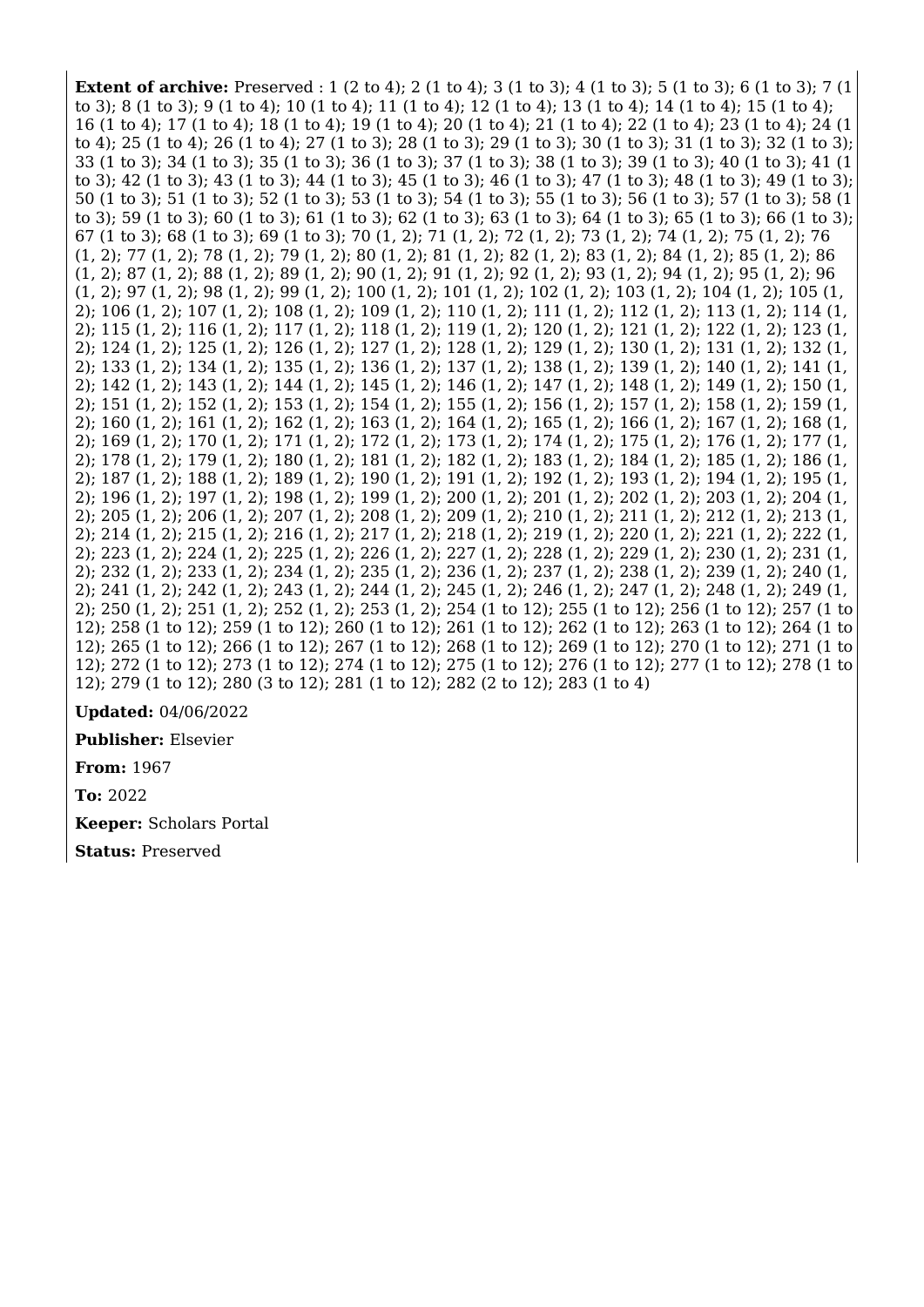**Extent of archive:** Preserved : 1 (2 to 4); 2 (1 to 4); 3 (1 to 3); 4 (1 to 3); 5 (1 to 3); 6 (1 to 3); 7 (1 to 3); 8 (1 to 3); 9 (1 to 4); 10 (1 to 4); 11 (1 to 4); 12 (1 to 4); 13 (1 to 4); 14 (1 to 4); 15 (1 to 4); 16 (1 to 4); 17 (1 to 4); 18 (1 to 4); 19 (1 to 4); 20 (1 to 4); 21 (1 to 4); 22 (1 to 4); 23 (1 to 4); 24 (1 to 4); 25 (1 to 4); 26 (1 to 4); 27 (1 to 3); 28 (1 to 3); 29 (1 to 3); 30 (1 to 3); 31 (1 to 3); 32 (1 to 3); 33 (1 to 3); 34 (1 to 3); 35 (1 to 3); 36 (1 to 3); 37 (1 to 3); 38 (1 to 3); 39 (1 to 3); 40 (1 to 3); 41 (1 to 3); 42 (1 to 3); 43 (1 to 3); 44 (1 to 3); 45 (1 to 3); 46 (1 to 3); 47 (1 to 3); 48 (1 to 3); 49 (1 to 3); 50 (1 to 3); 51 (1 to 3); 52 (1 to 3); 53 (1 to 3); 54 (1 to 3); 55 (1 to 3); 56 (1 to 3); 57 (1 to 3); 58 (1 to 3); 59 (1 to 3); 60 (1 to 3); 61 (1 to 3); 62 (1 to 3); 63 (1 to 3); 64 (1 to 3); 65 (1 to 3); 66 (1 to 3); 67 (1 to 3); 68 (1 to 3); 69 (1 to 3); 70 (1, 2); 71 (1, 2); 72 (1, 2); 73 (1, 2); 74 (1, 2); 75 (1, 2); 76 (1, 2); 77 (1, 2); 78 (1, 2); 79 (1, 2); 80 (1, 2); 81 (1, 2); 82 (1, 2); 83 (1, 2); 84 (1, 2); 85 (1, 2); 86 (1, 2); 87 (1, 2); 88 (1, 2); 89 (1, 2); 90 (1, 2); 91 (1, 2); 92 (1, 2); 93 (1, 2); 94 (1, 2); 95 (1, 2); 96 (1, 2); 97 (1, 2); 98 (1, 2); 99 (1, 2); 100 (1, 2); 101 (1, 2); 102 (1, 2); 103 (1, 2); 104 (1, 2); 105 (1, 2); 106 (1, 2); 107 (1, 2); 108 (1, 2); 109 (1, 2); 110 (1, 2); 111 (1, 2); 112 (1, 2); 113 (1, 2); 114 (1, 2); 115 (1, 2); 116 (1, 2); 117 (1, 2); 118 (1, 2); 119 (1, 2); 120 (1, 2); 121 (1, 2); 122 (1, 2); 123 (1, 2); 124 (1, 2); 125 (1, 2); 126 (1, 2); 127 (1, 2); 128 (1, 2); 129 (1, 2); 130 (1, 2); 131 (1, 2); 132 (1, 2); 133 (1, 2); 134 (1, 2); 135 (1, 2); 136 (1, 2); 137 (1, 2); 138 (1, 2); 139 (1, 2); 140 (1, 2); 141 (1, 2); 142 (1, 2); 143 (1, 2); 144 (1, 2); 145 (1, 2); 146 (1, 2); 147 (1, 2); 148 (1, 2); 149 (1, 2); 150 (1, 2); 151 (1, 2); 152 (1, 2); 153 (1, 2); 154 (1, 2); 155 (1, 2); 156 (1, 2); 157 (1, 2); 158 (1, 2); 159 (1, 2); 160 (1, 2); 161 (1, 2); 162 (1, 2); 163 (1, 2); 164 (1, 2); 165 (1, 2); 166 (1, 2); 167 (1, 2); 168 (1, 2); 169 (1, 2); 170 (1, 2); 171 (1, 2); 172 (1, 2); 173 (1, 2); 174 (1, 2); 175 (1, 2); 176 (1, 2); 177 (1, 2); 178 (1, 2); 179 (1, 2); 180 (1, 2); 181 (1, 2); 182 (1, 2); 183 (1, 2); 184 (1, 2); 185 (1, 2); 186 (1, 2); 187 (1, 2); 188 (1, 2); 189 (1, 2); 190 (1, 2); 191 (1, 2); 192 (1, 2); 193 (1, 2); 194 (1, 2); 195 (1, 2); 196 (1, 2); 197 (1, 2); 198 (1, 2); 199 (1, 2); 200 (1, 2); 201 (1, 2); 202 (1, 2); 203 (1, 2); 204 (1, 2); 205 (1, 2); 206 (1, 2); 207 (1, 2); 208 (1, 2); 209 (1, 2); 210 (1, 2); 211 (1, 2); 212 (1, 2); 213 (1, 2); 214 (1, 2); 215 (1, 2); 216 (1, 2); 217 (1, 2); 218 (1, 2); 219 (1, 2); 220 (1, 2); 221 (1, 2); 222 (1, 2); 223 (1, 2); 224 (1, 2); 225 (1, 2); 226 (1, 2); 227 (1, 2); 228 (1, 2); 229 (1, 2); 230 (1, 2); 231 (1, 2); 232 (1, 2); 233 (1, 2); 234 (1, 2); 235 (1, 2); 236 (1, 2); 237 (1, 2); 238 (1, 2); 239 (1, 2); 240 (1, 2); 241 (1, 2); 242 (1, 2); 243 (1, 2); 244 (1, 2); 245 (1, 2); 246 (1, 2); 247 (1, 2); 248 (1, 2); 249 (1, 2); 250 (1, 2); 251 (1, 2); 252 (1, 2); 253 (1, 2); 254 (1 to 12); 255 (1 to 12); 256 (1 to 12); 257 (1 to 12); 258 (1 to 12); 259 (1 to 12); 260 (1 to 12); 261 (1 to 12); 262 (1 to 12); 263 (1 to 12); 264 (1 to 12); 265 (1 to 12); 266 (1 to 12); 267 (1 to 12); 268 (1 to 12); 269 (1 to 12); 270 (1 to 12); 271 (1 to 12); 272 (1 to 12); 273 (1 to 12); 274 (1 to 12); 275 (1 to 12); 276 (1 to 12); 277 (1 to 12); 278 (1 to 12); 279 (1 to 12); 280 (3 to 12); 281 (1 to 12); 282 (2 to 12); 283 (1 to 4)

**Updated:** 04/06/2022

**Publisher:** Elsevier

**From:** 1967

**To:** 2022

**Keeper:** Scholars Portal

**Status:** Preserved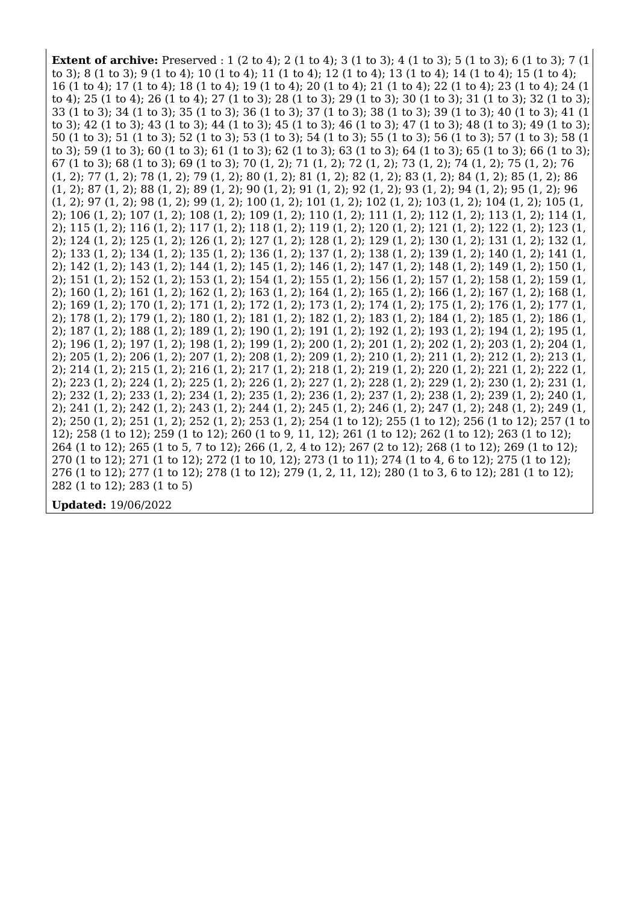**Extent of archive:** Preserved : 1 (2 to 4); 2 (1 to 4); 3 (1 to 3); 4 (1 to 3); 5 (1 to 3); 6 (1 to 3); 7 (1 to 3); 8 (1 to 3); 9 (1 to 4); 10 (1 to 4); 11 (1 to 4); 12 (1 to 4); 13 (1 to 4); 14 (1 to 4); 15 (1 to 4); 16 (1 to 4); 17 (1 to 4); 18 (1 to 4); 19 (1 to 4); 20 (1 to 4); 21 (1 to 4); 22 (1 to 4); 23 (1 to 4); 24 (1 to 4); 25 (1 to 4); 26 (1 to 4); 27 (1 to 3); 28 (1 to 3); 29 (1 to 3); 30 (1 to 3); 31 (1 to 3); 32 (1 to 3); 33 (1 to 3); 34 (1 to 3); 35 (1 to 3); 36 (1 to 3); 37 (1 to 3); 38 (1 to 3); 39 (1 to 3); 40 (1 to 3); 41 (1 to 3); 42 (1 to 3); 43 (1 to 3); 44 (1 to 3); 45 (1 to 3); 46 (1 to 3); 47 (1 to 3); 48 (1 to 3); 49 (1 to 3); 50 (1 to 3); 51 (1 to 3); 52 (1 to 3); 53 (1 to 3); 54 (1 to 3); 55 (1 to 3); 56 (1 to 3); 57 (1 to 3); 58 (1 to 3); 59 (1 to 3); 60 (1 to 3); 61 (1 to 3); 62 (1 to 3); 63 (1 to 3); 64 (1 to 3); 65 (1 to 3); 66 (1 to 3); 67 (1 to 3); 68 (1 to 3); 69 (1 to 3); 70 (1, 2); 71 (1, 2); 72 (1, 2); 73 (1, 2); 74 (1, 2); 75 (1, 2); 76 (1, 2); 77 (1, 2); 78 (1, 2); 79 (1, 2); 80 (1, 2); 81 (1, 2); 82 (1, 2); 83 (1, 2); 84 (1, 2); 85 (1, 2); 86 (1, 2); 87 (1, 2); 88 (1, 2); 89 (1, 2); 90 (1, 2); 91 (1, 2); 92 (1, 2); 93 (1, 2); 94 (1, 2); 95 (1, 2); 96 (1, 2); 97 (1, 2); 98 (1, 2); 99 (1, 2); 100 (1, 2); 101 (1, 2); 102 (1, 2); 103 (1, 2); 104 (1, 2); 105 (1, 2); 106 (1, 2); 107 (1, 2); 108 (1, 2); 109 (1, 2); 110 (1, 2); 111 (1, 2); 112 (1, 2); 113 (1, 2); 114 (1, 2); 115 (1, 2); 116 (1, 2); 117 (1, 2); 118 (1, 2); 119 (1, 2); 120 (1, 2); 121 (1, 2); 122 (1, 2); 123 (1, 2); 124 (1, 2); 125 (1, 2); 126 (1, 2); 127 (1, 2); 128 (1, 2); 129 (1, 2); 130 (1, 2); 131 (1, 2); 132 (1, 2); 133 (1, 2); 134 (1, 2); 135 (1, 2); 136 (1, 2); 137 (1, 2); 138 (1, 2); 139 (1, 2); 140 (1, 2); 141 (1, 2); 142 (1, 2); 143 (1, 2); 144 (1, 2); 145 (1, 2); 146 (1, 2); 147 (1, 2); 148 (1, 2); 149 (1, 2); 150 (1, 2); 151 (1, 2); 152 (1, 2); 153 (1, 2); 154 (1, 2); 155 (1, 2); 156 (1, 2); 157 (1, 2); 158 (1, 2); 159 (1, 2); 160 (1, 2); 161 (1, 2); 162 (1, 2); 163 (1, 2); 164 (1, 2); 165 (1, 2); 166 (1, 2); 167 (1, 2); 168 (1, 2); 169 (1, 2); 170 (1, 2); 171 (1, 2); 172 (1, 2); 173 (1, 2); 174 (1, 2); 175 (1, 2); 176 (1, 2); 177 (1, 2); 178 (1, 2); 179 (1, 2); 180 (1, 2); 181 (1, 2); 182 (1, 2); 183 (1, 2); 184 (1, 2); 185 (1, 2); 186 (1, 2); 187 (1, 2); 188 (1, 2); 189 (1, 2); 190 (1, 2); 191 (1, 2); 192 (1, 2); 193 (1, 2); 194 (1, 2); 195 (1, 2); 196 (1, 2); 197 (1, 2); 198 (1, 2); 199 (1, 2); 200 (1, 2); 201 (1, 2); 202 (1, 2); 203 (1, 2); 204 (1, 2); 205 (1, 2); 206 (1, 2); 207 (1, 2); 208 (1, 2); 209 (1, 2); 210 (1, 2); 211 (1, 2); 212 (1, 2); 213 (1, 2); 214 (1, 2); 215 (1, 2); 216 (1, 2); 217 (1, 2); 218 (1, 2); 219 (1, 2); 220 (1, 2); 221 (1, 2); 222 (1, 2); 223 (1, 2); 224 (1, 2); 225 (1, 2); 226 (1, 2); 227 (1, 2); 228 (1, 2); 229 (1, 2); 230 (1, 2); 231 (1, 2); 232 (1, 2); 233 (1, 2); 234 (1, 2); 235 (1, 2); 236 (1, 2); 237 (1, 2); 238 (1, 2); 239 (1, 2); 240 (1, 2); 241 (1, 2); 242 (1, 2); 243 (1, 2); 244 (1, 2); 245 (1, 2); 246 (1, 2); 247 (1, 2); 248 (1, 2); 249 (1, 2); 250 (1, 2); 251 (1, 2); 252 (1, 2); 253 (1, 2); 254 (1 to 12); 255 (1 to 12); 256 (1 to 12); 257 (1 to 12); 258 (1 to 12); 259 (1 to 12); 260 (1 to 9, 11, 12); 261 (1 to 12); 262 (1 to 12); 263 (1 to 12); 264 (1 to 12); 265 (1 to 5, 7 to 12); 266 (1, 2, 4 to 12); 267 (2 to 12); 268 (1 to 12); 269 (1 to 12); 270 (1 to 12); 271 (1 to 12); 272 (1 to 10, 12); 273 (1 to 11); 274 (1 to 4, 6 to 12); 275 (1 to 12); 276 (1 to 12); 277 (1 to 12); 278 (1 to 12); 279 (1, 2, 11, 12); 280 (1 to 3, 6 to 12); 281 (1 to 12); 282 (1 to 12); 283 (1 to 5)

**Updated:** 19/06/2022